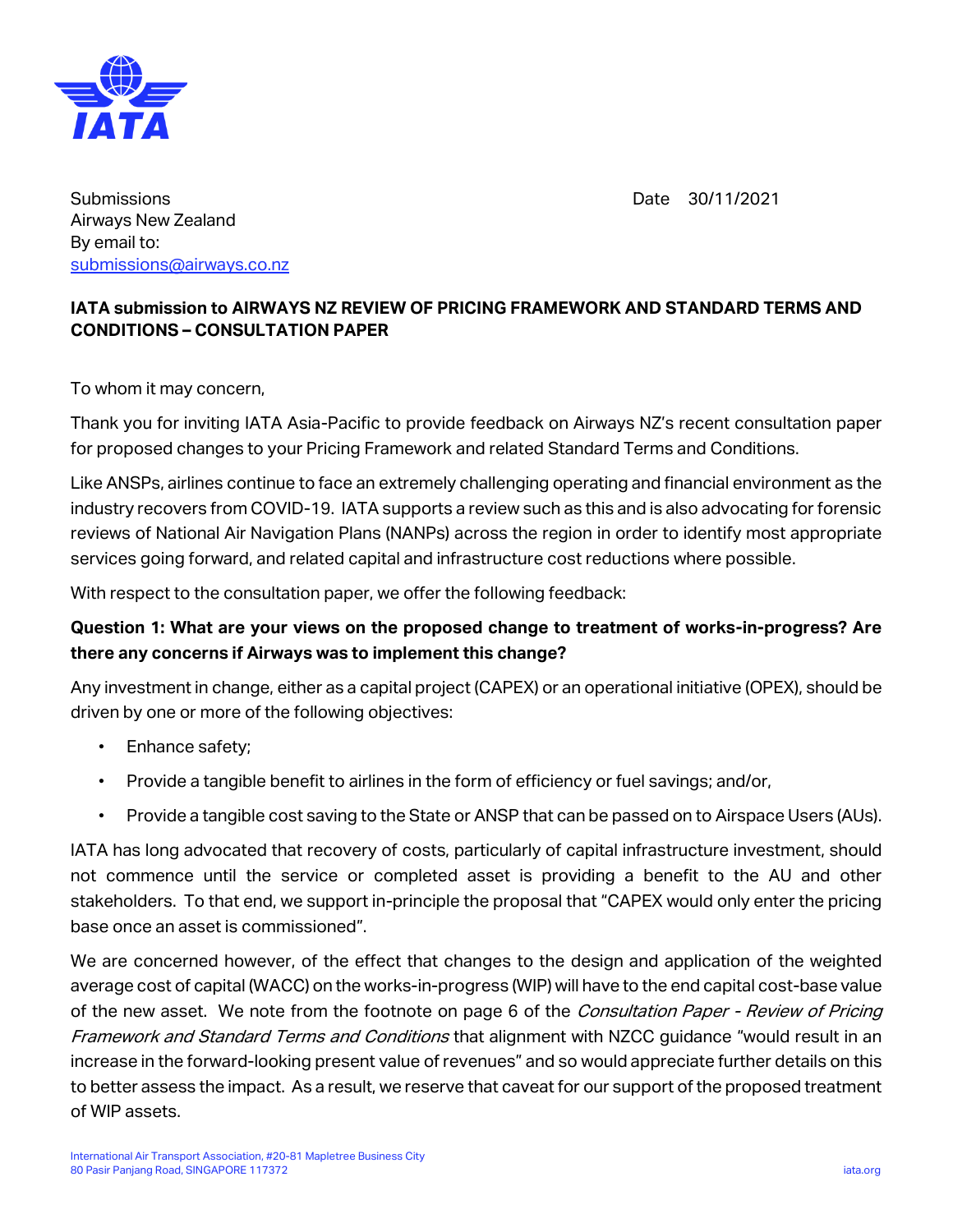Submissions
Airways New Zealand
By email to:
[submissions@airways.co.nz](mailto:submissions@airways.co.nz)

Date 30/11/2021

**IATA submission to AIRWAYS NZ REVIEW OF PRICING FRAMEWORK AND STANDARD TERMS AND CONDITIONS – CONSULTATION PAPER**

To whom it may concern,

Thank you for inviting IATA Asia-Pacific to provide feedback on Airways NZ's recent consultation paper for proposed changes to your Pricing Framework and related Standard Terms and Conditions.

Like ANSPs, airlines continue to face an extremely challenging operating and financial environment as the industry recovers from COVID-19. IATA supports a review such as this and is also advocating for forensic reviews of National Air Navigation Plans (NANPs) across the region in order to identify most appropriate services going forward, and related capital and infrastructure cost reductions where possible.

With respect to the consultation paper, we offer the following feedback:

**Question 1: What are your views on the proposed change to treatment of works-in-progress? Are there any concerns if Airways was to implement this change?**

Any investment in change, either as a capital project (CAPEX) or an operational initiative (OPEX), should be driven by one or more of the following objectives:

- Enhance safety;
- Provide a tangible benefit to airlines in the form of efficiency or fuel savings; and/or,
- Provide a tangible cost saving to the State or ANSP that can be passed on to Airspace Users (AUs).

IATA has long advocated that recovery of costs, particularly of capital infrastructure investment, should not commence until the service or completed asset is providing a benefit to the AU and other stakeholders. To that end, we support in-principle the proposal that "CAPEX would only enter the pricing base once an asset is commissioned".

We are concerned however, of the effect that changes to the design and application of the weighted average cost of capital (WACC) on the works-in-progress (WIP) will have to the end capital cost-base value of the new asset. We note from the footnote on page 6 of the *Consultation Paper - Review of Pricing Framework and Standard Terms and Conditions* that alignment with NZCC guidance "would result in an increase in the forward-looking present value of revenues" and so would appreciate further details on this to better assess the impact. As a result, we reserve that caveat for our support of the proposed treatment of WIP assets.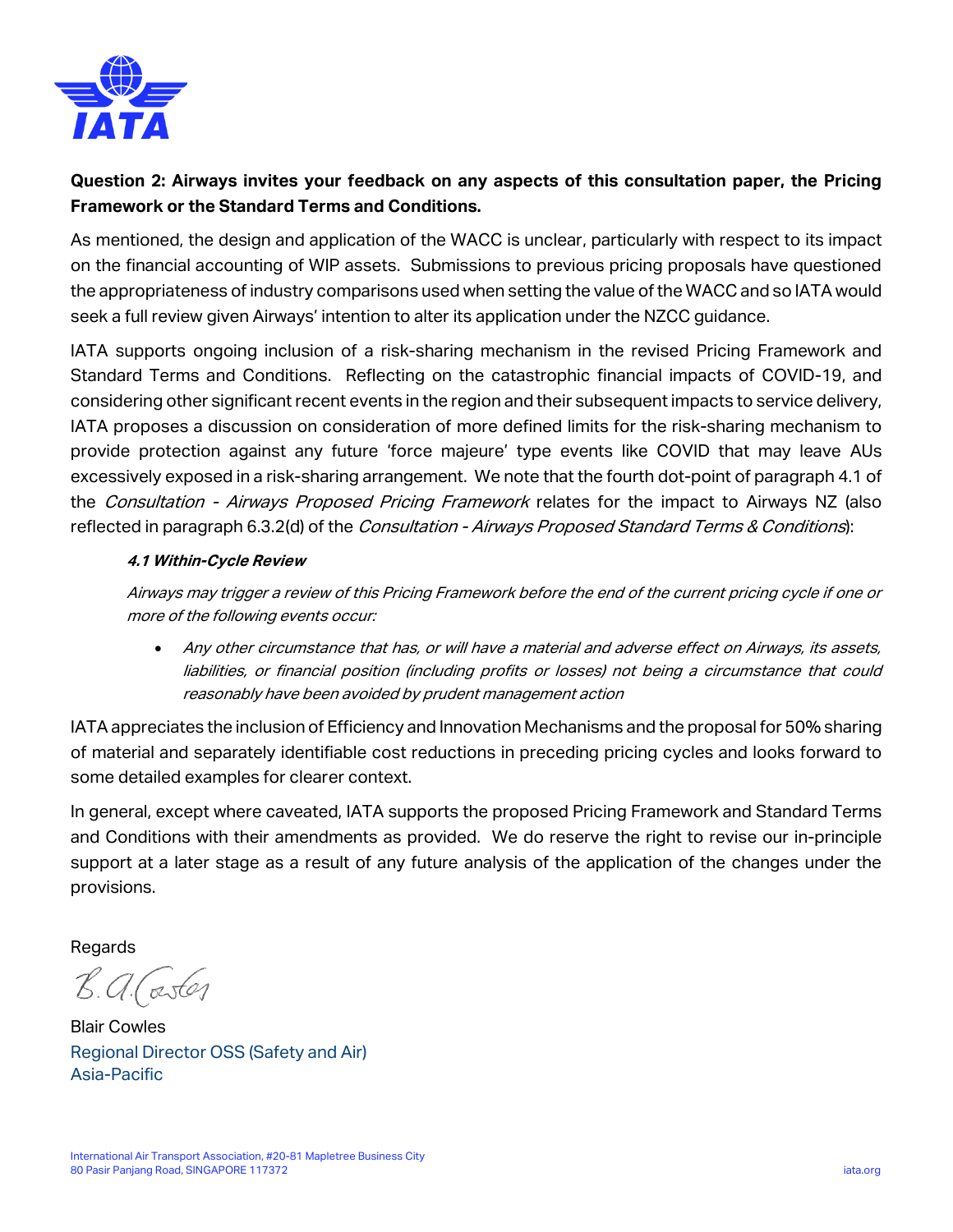**Question 2: Airways invites your feedback on any aspects of this consultation paper, the Pricing Framework or the Standard Terms and Conditions.**

As mentioned, the design and application of the WACC is unclear, particularly with respect to its impact on the financial accounting of WIP assets. Submissions to previous pricing proposals have questioned the appropriateness of industry comparisons used when setting the value of the WACC and so IATA would seek a full review given Airways' intention to alter its application under the NZCC guidance.

IATA supports ongoing inclusion of a risk-sharing mechanism in the revised Pricing Framework and Standard Terms and Conditions. Reflecting on the catastrophic financial impacts of COVID-19, and considering other significant recent events in the region and their subsequent impacts to service delivery, IATA proposes a discussion on consideration of more defined limits for the risk-sharing mechanism to provide protection against any future 'force majeure' type events like COVID that may leave AUs excessively exposed in a risk-sharing arrangement. We note that the fourth dot-point of paragraph 4.1 of the *Consultation - Airways Proposed Pricing Framework* relates for the impact to Airways NZ (also reflected in paragraph 6.3.2(d) of the *Consultation - Airways Proposed Standard Terms & Conditions*):

> ***4.1 Within-Cycle Review***
>
> *Airways may trigger a review of this Pricing Framework before the end of the current pricing cycle if one or more of the following events occur:*
>
> - *Any other circumstance that has, or will have a material and adverse effect on Airways, its assets, liabilities, or financial position (including profits or losses) not being a circumstance that could reasonably have been avoided by prudent management action*

IATA appreciates the inclusion of Efficiency and Innovation Mechanisms and the proposal for 50% sharing of material and separately identifiable cost reductions in preceding pricing cycles and looks forward to some detailed examples for clearer context.

In general, except where caveated, IATA supports the proposed Pricing Framework and Standard Terms and Conditions with their amendments as provided. We do reserve the right to revise our in-principle support at a later stage as a result of any future analysis of the application of the changes under the provisions.

Regards

B. A. Cowles

Blair Cowles
Regional Director OSS (Safety and Air)
Asia-Pacific

International Air Transport Association, #20-81 Mapletree Business City
80 Pasir Panjang Road, SINGAPORE 117372
iata.org